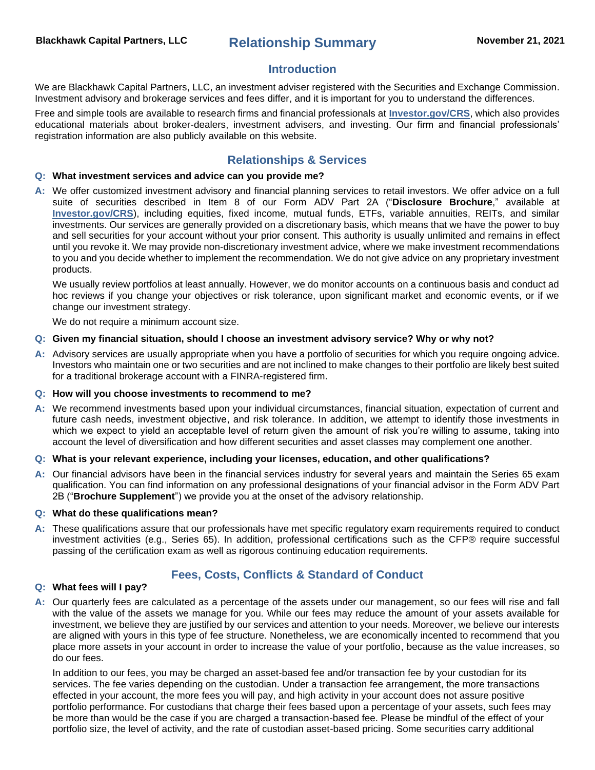**Blackhawk Capital Partners, LLC**

# Relationship Summary

**November 21, 2021**

## Introduction

We are Blackhawk Capital Partners, LLC, an investment adviser registered with the Securities and Exchange Commission. Investment advisory and brokerage services and fees differ, and it is important for you to understand the differences.

Free and simple tools are available to research firms and financial professionals at **Investor.gov/CRS**, which also provides educational materials about broker-dealers, investment advisers, and investing. Our firm and financial professionals' registration information are also publicly available on this website.

## Relationships & Services

**Q: What investment services and advice can you provide me?**

**A:** We offer customized investment advisory and financial planning services to retail investors. We offer advice on a full suite of securities described in Item 8 of our Form ADV Part 2A ("**Disclosure Brochure**," available at **Investor.gov/CRS**), including equities, fixed income, mutual funds, ETFs, variable annuities, REITs, and similar investments. Our services are generally provided on a discretionary basis, which means that we have the power to buy and sell securities for your account without your prior consent. This authority is usually unlimited and remains in effect until you revoke it. We may provide non-discretionary investment advice, where we make investment recommendations to you and you decide whether to implement the recommendation. We do not give advice on any proprietary investment products.

We usually review portfolios at least annually. However, we do monitor accounts on a continuous basis and conduct ad hoc reviews if you change your objectives or risk tolerance, upon significant market and economic events, or if we change our investment strategy.

We do not require a minimum account size.

**Q: Given my financial situation, should I choose an investment advisory service? Why or why not?**

**A:** Advisory services are usually appropriate when you have a portfolio of securities for which you require ongoing advice. Investors who maintain one or two securities and are not inclined to make changes to their portfolio are likely best suited for a traditional brokerage account with a FINRA-registered firm.

**Q: How will you choose investments to recommend to me?**

**A:** We recommend investments based upon your individual circumstances, financial situation, expectation of current and future cash needs, investment objective, and risk tolerance. In addition, we attempt to identify those investments in which we expect to yield an acceptable level of return given the amount of risk you're willing to assume, taking into account the level of diversification and how different securities and asset classes may complement one another.

**Q: What is your relevant experience, including your licenses, education, and other qualifications?**

**A:** Our financial advisors have been in the financial services industry for several years and maintain the Series 65 exam qualification. You can find information on any professional designations of your financial advisor in the Form ADV Part 2B ("**Brochure Supplement**") we provide you at the onset of the advisory relationship.

**Q: What do these qualifications mean?**

**A:** These qualifications assure that our professionals have met specific regulatory exam requirements required to conduct investment activities (e.g., Series 65). In addition, professional certifications such as the CFP® require successful passing of the certification exam as well as rigorous continuing education requirements.

## Fees, Costs, Conflicts & Standard of Conduct

**Q: What fees will I pay?**

**A:** Our quarterly fees are calculated as a percentage of the assets under our management, so our fees will rise and fall with the value of the assets we manage for you. While our fees may reduce the amount of your assets available for investment, we believe they are justified by our services and attention to your needs. Moreover, we believe our interests are aligned with yours in this type of fee structure. Nonetheless, we are economically incented to recommend that you place more assets in your account in order to increase the value of your portfolio, because as the value increases, so do our fees.

In addition to our fees, you may be charged an asset-based fee and/or transaction fee by your custodian for its services. The fee varies depending on the custodian. Under a transaction fee arrangement, the more transactions effected in your account, the more fees you will pay, and high activity in your account does not assure positive portfolio performance. For custodians that charge their fees based upon a percentage of your assets, such fees may be more than would be the case if you are charged a transaction-based fee. Please be mindful of the effect of your portfolio size, the level of activity, and the rate of custodian asset-based pricing. Some securities carry additional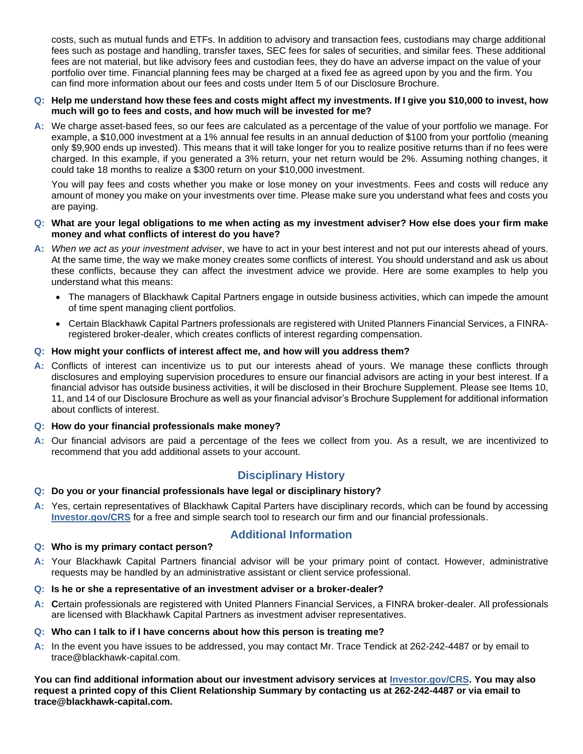costs, such as mutual funds and ETFs. In addition to advisory and transaction fees, custodians may charge additional fees such as postage and handling, transfer taxes, SEC fees for sales of securities, and similar fees. These additional fees are not material, but like advisory fees and custodian fees, they do have an adverse impact on the value of your portfolio over time. Financial planning fees may be charged at a fixed fee as agreed upon by you and the firm. You can find more information about our fees and costs under Item 5 of our Disclosure Brochure.

**Q: Help me understand how these fees and costs might affect my investments. If I give you $10,000 to invest, how much will go to fees and costs, and how much will be invested for me?**

**A:** We charge asset-based fees, so our fees are calculated as a percentage of the value of your portfolio we manage. For example, a $10,000 investment at a 1% annual fee results in an annual deduction of $100 from your portfolio (meaning only $9,900 ends up invested). This means that it will take longer for you to realize positive returns than if no fees were charged. In this example, if you generated a 3% return, your net return would be 2%. Assuming nothing changes, it could take 18 months to realize a $300 return on your $10,000 investment.

You will pay fees and costs whether you make or lose money on your investments. Fees and costs will reduce any amount of money you make on your investments over time. Please make sure you understand what fees and costs you are paying.

**Q: What are your legal obligations to me when acting as my investment adviser? How else does your firm make money and what conflicts of interest do you have?**

**A:** *When we act as your investment adviser*, we have to act in your best interest and not put our interests ahead of yours. At the same time, the way we make money creates some conflicts of interest. You should understand and ask us about these conflicts, because they can affect the investment advice we provide. Here are some examples to help you understand what this means:

- The managers of Blackhawk Capital Partners engage in outside business activities, which can impede the amount of time spent managing client portfolios.
- Certain Blackhawk Capital Partners professionals are registered with United Planners Financial Services, a FINRA-registered broker-dealer, which creates conflicts of interest regarding compensation.

**Q: How might your conflicts of interest affect me, and how will you address them?**

**A:** Conflicts of interest can incentivize us to put our interests ahead of yours. We manage these conflicts through disclosures and employing supervision procedures to ensure our financial advisors are acting in your best interest. If a financial advisor has outside business activities, it will be disclosed in their Brochure Supplement. Please see Items 10, 11, and 14 of our Disclosure Brochure as well as your financial advisor's Brochure Supplement for additional information about conflicts of interest.

**Q: How do your financial professionals make money?**

**A:** Our financial advisors are paid a percentage of the fees we collect from you. As a result, we are incentivized to recommend that you add additional assets to your account.

## Disciplinary History

**Q: Do you or your financial professionals have legal or disciplinary history?**

**A:** Yes, certain representatives of Blackhawk Capital Parters have disciplinary records, which can be found by accessing **Investor.gov/CRS** for a free and simple search tool to research our firm and our financial professionals.

## Additional Information

**Q: Who is my primary contact person?**

**A:** Your Blackhawk Capital Partners financial advisor will be your primary point of contact. However, administrative requests may be handled by an administrative assistant or client service professional.

**Q: Is he or she a representative of an investment adviser or a broker-dealer?**

**A:** **C**ertain professionals are registered with United Planners Financial Services, a FINRA broker-dealer. All professionals are licensed with Blackhawk Capital Partners as investment adviser representatives.

**Q: Who can I talk to if I have concerns about how this person is treating me?**

**A:** In the event you have issues to be addressed, you may contact Mr. Trace Tendick at 262-242-4487 or by email to trace@blackhawk-capital.com.

**You can find additional information about our investment advisory services at Investor.gov/CRS. You may also request a printed copy of this Client Relationship Summary by contacting us at 262-242-4487 or via email to trace@blackhawk-capital.com.**